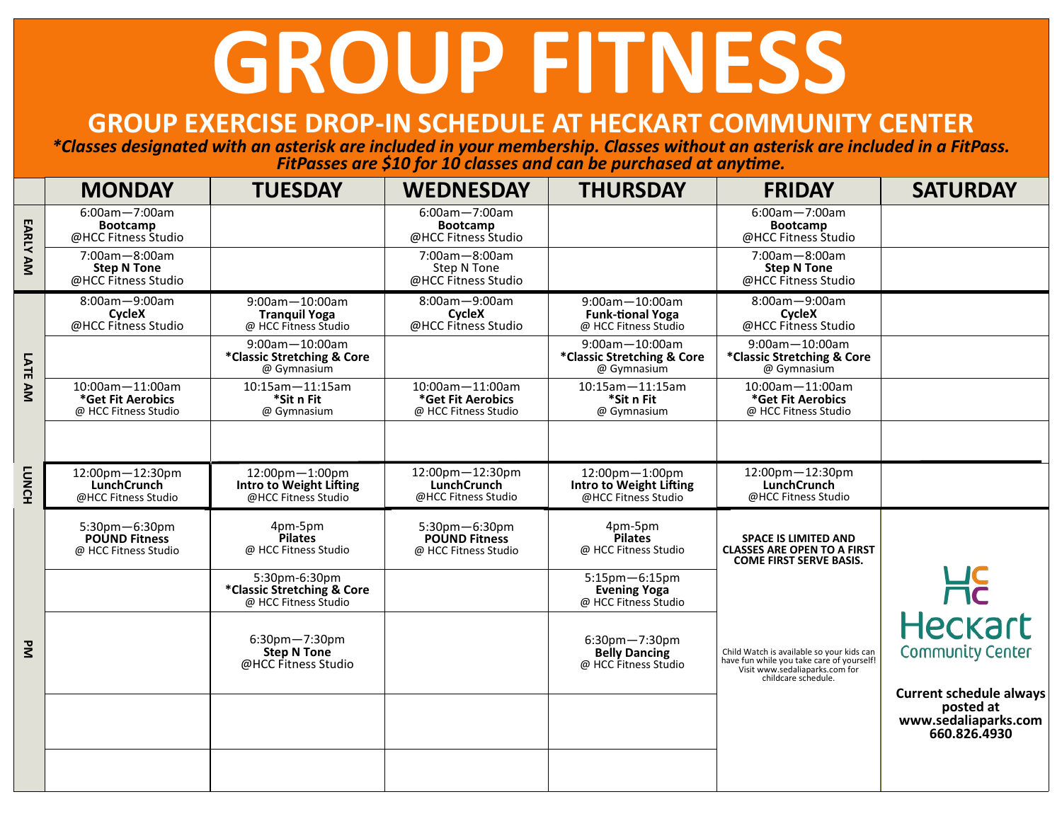# GROUP FITNESS

## GROUP EXERCISE DROP-IN SCHEDULE AT HECKART COMMUNITY CENTER

***Classes designated with an asterisk are included in your membership. Classes without an asterisk are included in a FitPass. FitPasses are $10 for 10 classes and can be purchased at anytime.***

| | MONDAY | TUESDAY | WEDNESDAY | THURSDAY | FRIDAY | SATURDAY |
|---|---|---|---|---|---|---|
| EARLY AM | 6:00am—7:00am **Bootcamp** @HCC Fitness Studio | | 6:00am—7:00am **Bootcamp** @HCC Fitness Studio | | 6:00am—7:00am **Bootcamp** @HCC Fitness Studio | |
| EARLY AM | 7:00am—8:00am **Step N Tone** @HCC Fitness Studio | | 7:00am—8:00am Step N Tone @HCC Fitness Studio | | 7:00am—8:00am **Step N Tone** @HCC Fitness Studio | |
| LATE AM | 8:00am—9:00am **CycleX** @HCC Fitness Studio | 9:00am—10:00am **Tranquil Yoga** @ HCC Fitness Studio | 8:00am—9:00am **CycleX** @HCC Fitness Studio | 9:00am—10:00am **Funk-tional Yoga** @ HCC Fitness Studio | 8:00am—9:00am **CycleX** @HCC Fitness Studio | |
| LATE AM | | 9:00am—10:00am ***Classic Stretching & Core** @ Gymnasium | | 9:00am—10:00am ***Classic Stretching & Core** @ Gymnasium | 9:00am—10:00am ***Classic Stretching & Core** @ Gymnasium | |
| LATE AM | 10:00am—11:00am ***Get Fit Aerobics** @ HCC Fitness Studio | 10:15am—11:15am ***Sit n Fit** @ Gymnasium | 10:00am—11:00am ***Get Fit Aerobics** @ HCC Fitness Studio | 10:15am—11:15am ***Sit n Fit** @ Gymnasium | 10:00am—11:00am ***Get Fit Aerobics** @ HCC Fitness Studio | |
| LATE AM | | | | | | |
| LUNCH | 12:00pm—12:30pm **LunchCrunch** @HCC Fitness Studio | 12:00pm—1:00pm **Intro to Weight Lifting** @HCC Fitness Studio | 12:00pm—12:30pm **LunchCrunch** @HCC Fitness Studio | 12:00pm—1:00pm **Intro to Weight Lifting** @HCC Fitness Studio | 12:00pm—12:30pm **LunchCrunch** @HCC Fitness Studio | |
| PM | 5:30pm—6:30pm **POUND Fitness** @ HCC Fitness Studio | 4pm-5pm **Pilates** @ HCC Fitness Studio | 5:30pm—6:30pm **POUND Fitness** @ HCC Fitness Studio | 4pm-5pm **Pilates** @ HCC Fitness Studio | **SPACE IS LIMITED AND CLASSES ARE OPEN TO A FIRST COME FIRST SERVE BASIS.** Child Watch is available so your kids can have fun while you take care of yourself! Visit www.sedaliaparks.com for childcare schedule. | Heckart Community Center **Current schedule always posted at www.sedaliaparks.com 660.826.4930** |
| PM | | 5:30pm-6:30pm ***Classic Stretching & Core** @ HCC Fitness Studio | | 5:15pm—6:15pm **Evening Yoga** @ HCC Fitness Studio | | |
| PM | | 6:30pm—7:30pm **Step N Tone** @HCC Fitness Studio | | 6:30pm—7:30pm **Belly Dancing** @ HCC Fitness Studio | | |
| PM | | | | | | |
| PM | | | | | | |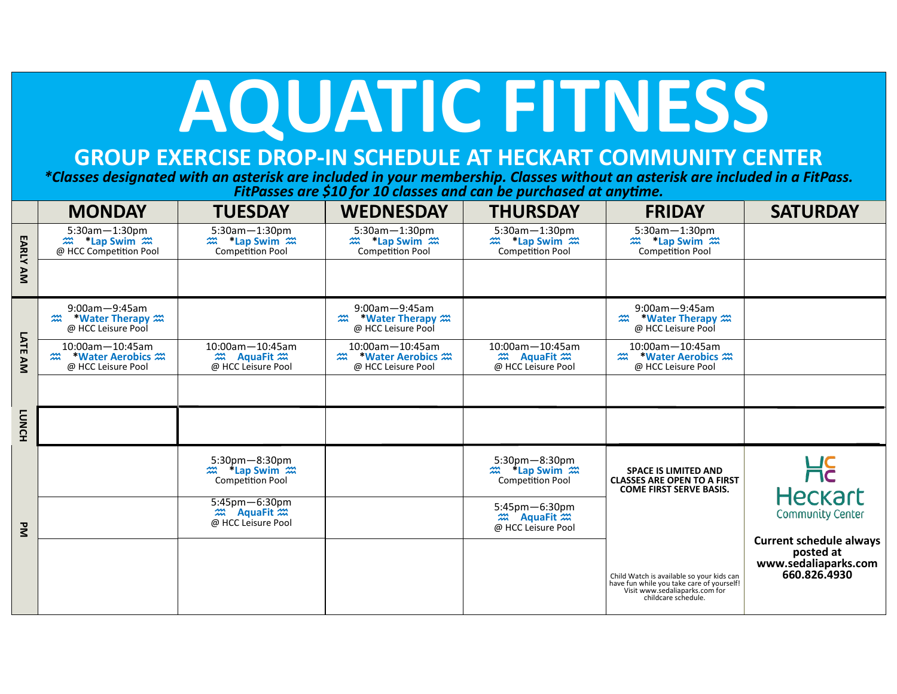# AQUATIC FITNESS

## GROUP EXERCISE DROP-IN SCHEDULE AT HECKART COMMUNITY CENTER

***Classes designated with an asterisk are included in your membership. Classes without an asterisk are included in a FitPass. FitPasses are $10 for 10 classes and can be purchased at anytime.***

| | MONDAY | TUESDAY | WEDNESDAY | THURSDAY | FRIDAY | SATURDAY |
|---|---|---|---|---|---|---|
| EARLY AM | 5:30am—1:30pm<br>**\*Lap Swim**<br>@ HCC Competition Pool | 5:30am—1:30pm<br>**\*Lap Swim**<br>Competition Pool | 5:30am—1:30pm<br>**\*Lap Swim**<br>Competition Pool | 5:30am—1:30pm<br>**\*Lap Swim**<br>Competition Pool | 5:30am—1:30pm<br>**\*Lap Swim**<br>Competition Pool | |
| | | | | | | |
| LATE AM | 9:00am—9:45am<br>**\*Water Therapy**<br>@ HCC Leisure Pool | | 9:00am—9:45am<br>**\*Water Therapy**<br>@ HCC Leisure Pool | | 9:00am—9:45am<br>**\*Water Therapy**<br>@ HCC Leisure Pool | |
| | 10:00am—10:45am<br>**\*Water Aerobics**<br>@ HCC Leisure Pool | 10:00am—10:45am<br>**AquaFit**<br>@ HCC Leisure Pool | 10:00am—10:45am<br>**\*Water Aerobics**<br>@ HCC Leisure Pool | 10:00am—10:45am<br>**AquaFit**<br>@ HCC Leisure Pool | 10:00am—10:45am<br>**\*Water Aerobics**<br>@ HCC Leisure Pool | |
| | | | | | | |
| LUNCH | | | | | | |
| PM | | 5:30pm—8:30pm<br>**\*Lap Swim**<br>Competition Pool | | 5:30pm—8:30pm<br>**\*Lap Swim**<br>Competition Pool | **SPACE IS LIMITED AND CLASSES ARE OPEN TO A FIRST COME FIRST SERVE BASIS.** | Heckart Community Center |
| | | 5:45pm—6:30pm<br>**AquaFit**<br>@ HCC Leisure Pool | | 5:45pm—6:30pm<br>**AquaFit**<br>@ HCC Leisure Pool | | **Current schedule always posted at www.sedaliaparks.com 660.826.4930** |
| | | | | | Child Watch is available so your kids can have fun while you take care of yourself! Visit www.sedaliaparks.com for childcare schedule. | |